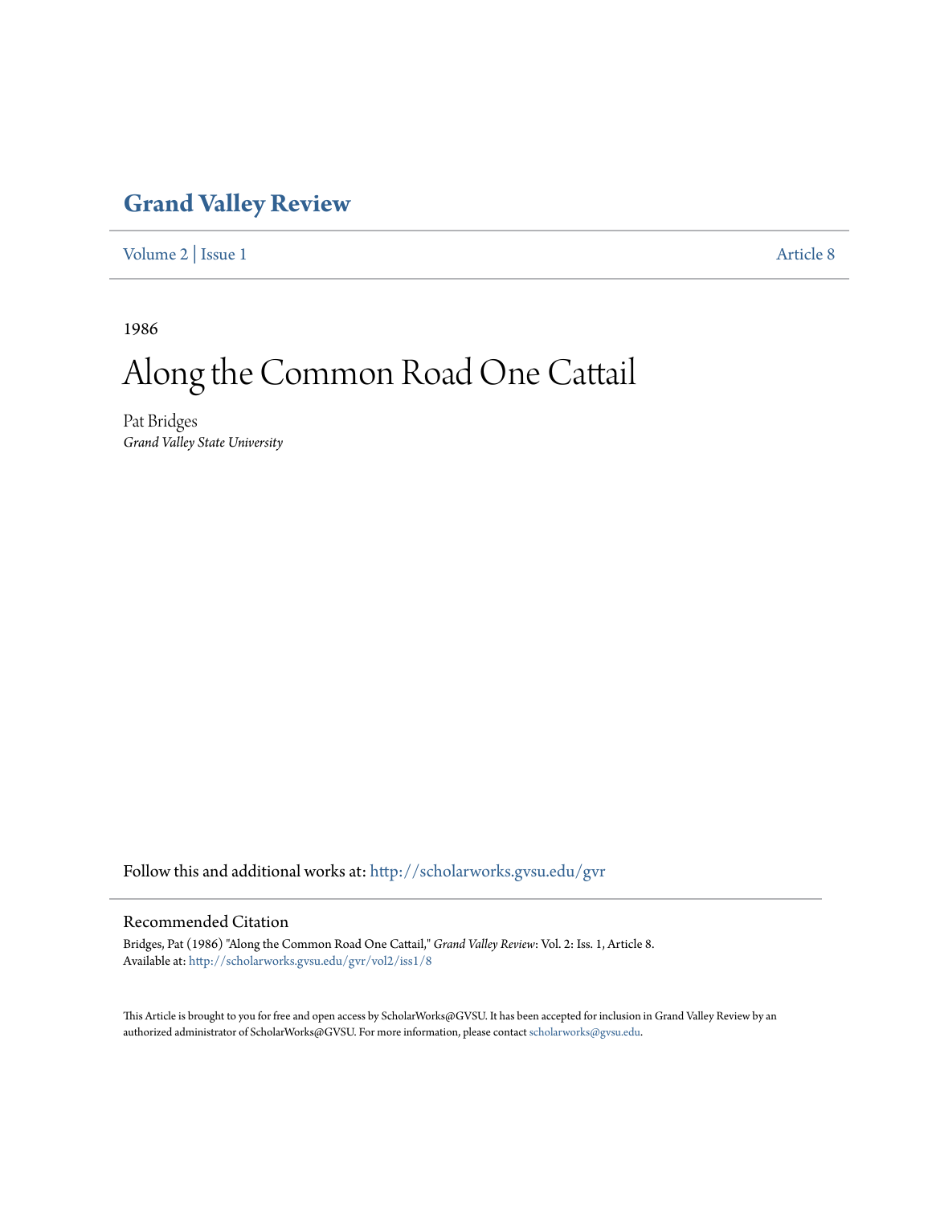# Grand Valley Review

Volume 2 | Issue 1 Article 8

1986

# Along the Common Road One Cattail

Pat Bridges
*Grand Valley State University*

Follow this and additional works at: http://scholarworks.gvsu.edu/gvr

## Recommended Citation

Bridges, Pat (1986) "Along the Common Road One Cattail," *Grand Valley Review*: Vol. 2: Iss. 1, Article 8.
Available at: http://scholarworks.gvsu.edu/gvr/vol2/iss1/8

This Article is brought to you for free and open access by ScholarWorks@GVSU. It has been accepted for inclusion in Grand Valley Review by an authorized administrator of ScholarWorks@GVSU. For more information, please contact scholarworks@gvsu.edu.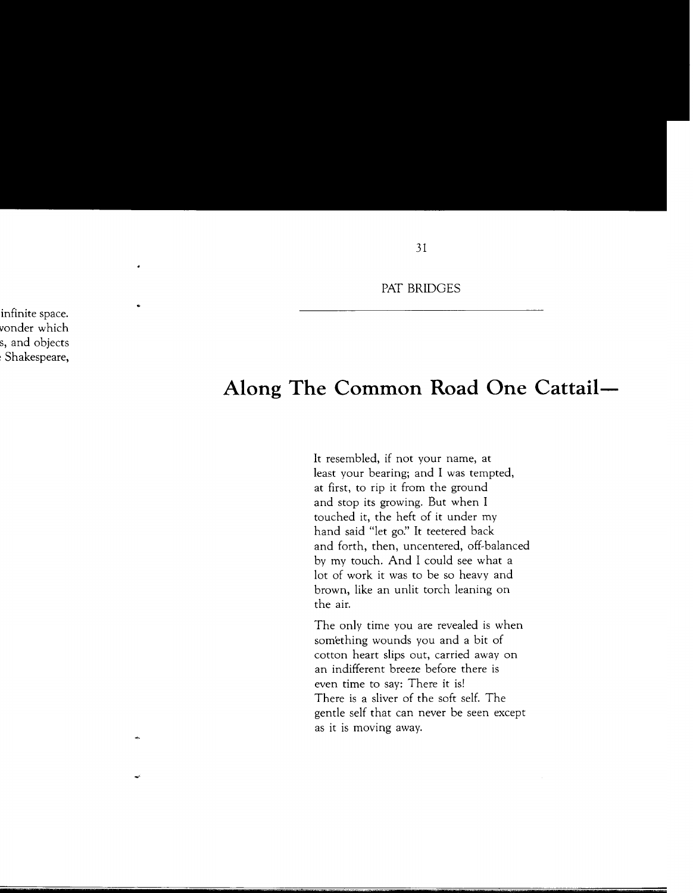PAT BRIDGES

# Along The Common Road One Cattail—

It resembled, if not your name, at
least your bearing; and I was tempted,
at first, to rip it from the ground
and stop its growing. But when I
touched it, the heft of it under my
hand said "let go." It teetered back
and forth, then, uncentered, off-balanced
by my touch. And I could see what a
lot of work it was to be so heavy and
brown, like an unlit torch leaning on
the air.

The only time you are revealed is when
something wounds you and a bit of
cotton heart slips out, carried away on
an indifferent breeze before there is
even time to say: There it is!
There is a sliver of the soft self. The
gentle self that can never be seen except
as it is moving away.